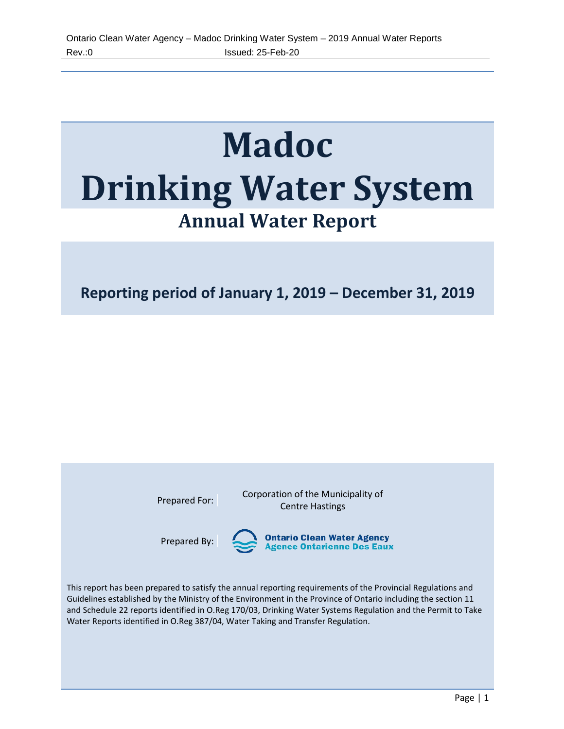# Madoc Drinking Water System

## Annual Water Report

**Reporting period of January 1, 2019 – December 31, 2019**

Prepared For: Corporation of the Municipality of Centre Hastings

Prepared By: Ontario Clean Water Agency / Agence Ontarienne Des Eaux

This report has been prepared to satisfy the annual reporting requirements of the Provincial Regulations and Guidelines established by the Ministry of the Environment in the Province of Ontario including the section 11 and Schedule 22 reports identified in O.Reg 170/03, Drinking Water Systems Regulation and the Permit to Take Water Reports identified in O.Reg 387/04, Water Taking and Transfer Regulation.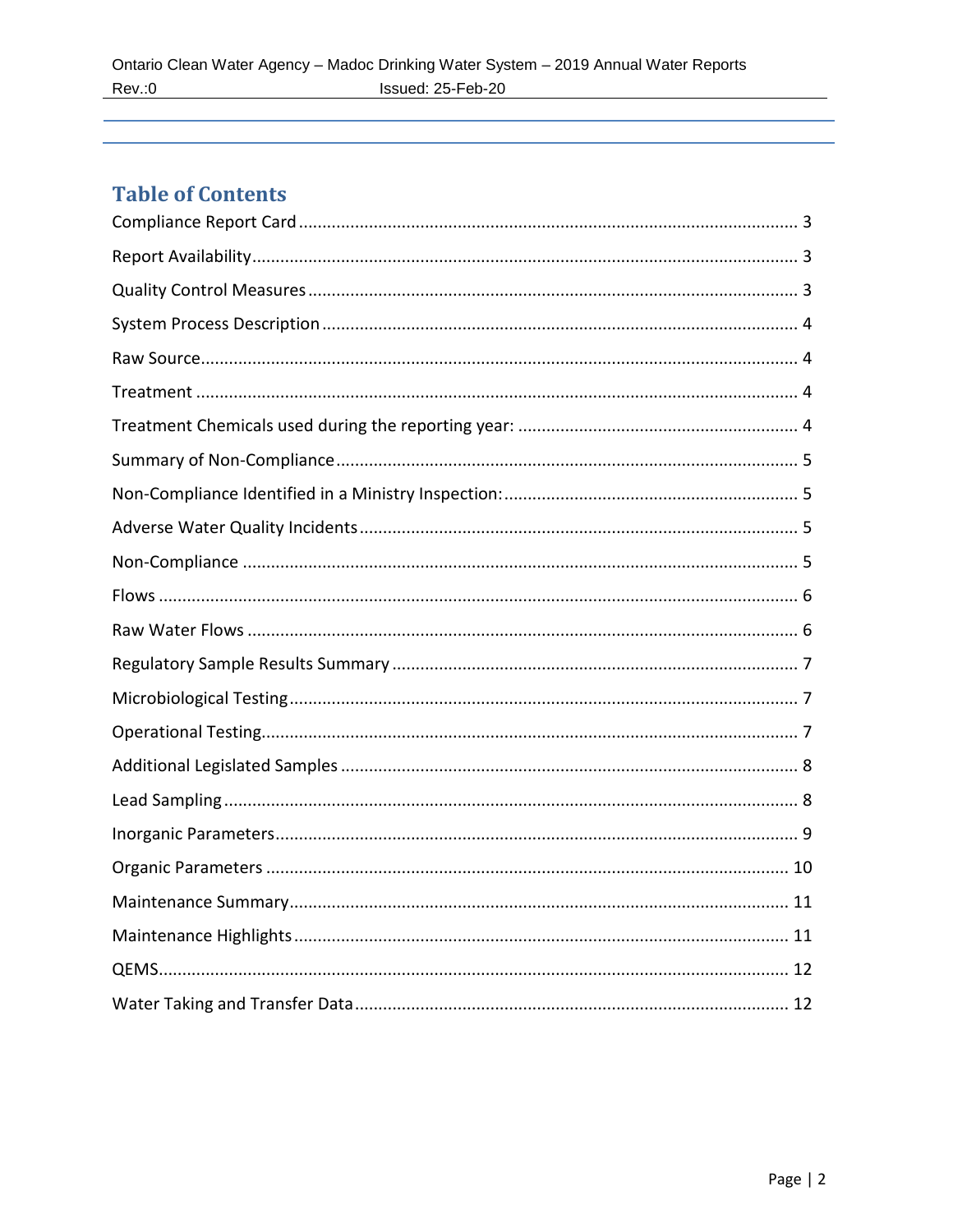## Table of Contents

Compliance Report Card ........................................................................................................ 3

Report Availability ................................................................................................................. 3

Quality Control Measures ..................................................................................................... 3

System Process Description .................................................................................................. 4

Raw Source ............................................................................................................................ 4

Treatment .............................................................................................................................. 4

Treatment Chemicals used during the reporting year: ......................................................... 4

Summary of Non-Compliance ............................................................................................... 5

Non-Compliance Identified in a Ministry Inspection: ............................................................ 5

Adverse Water Quality Incidents .......................................................................................... 5

Non-Compliance .................................................................................................................... 5

Flows ...................................................................................................................................... 6

Raw Water Flows ................................................................................................................... 6

Regulatory Sample Results Summary ................................................................................... 7

Microbiological Testing .......................................................................................................... 7

Operational Testing ................................................................................................................ 7

Additional Legislated Samples ............................................................................................... 8

Lead Sampling ........................................................................................................................ 8

Inorganic Parameters ............................................................................................................. 9

Organic Parameters ............................................................................................................. 10

Maintenance Summary ........................................................................................................ 11

Maintenance Highlights ....................................................................................................... 11

QEMS .................................................................................................................................... 12

Water Taking and Transfer Data .......................................................................................... 12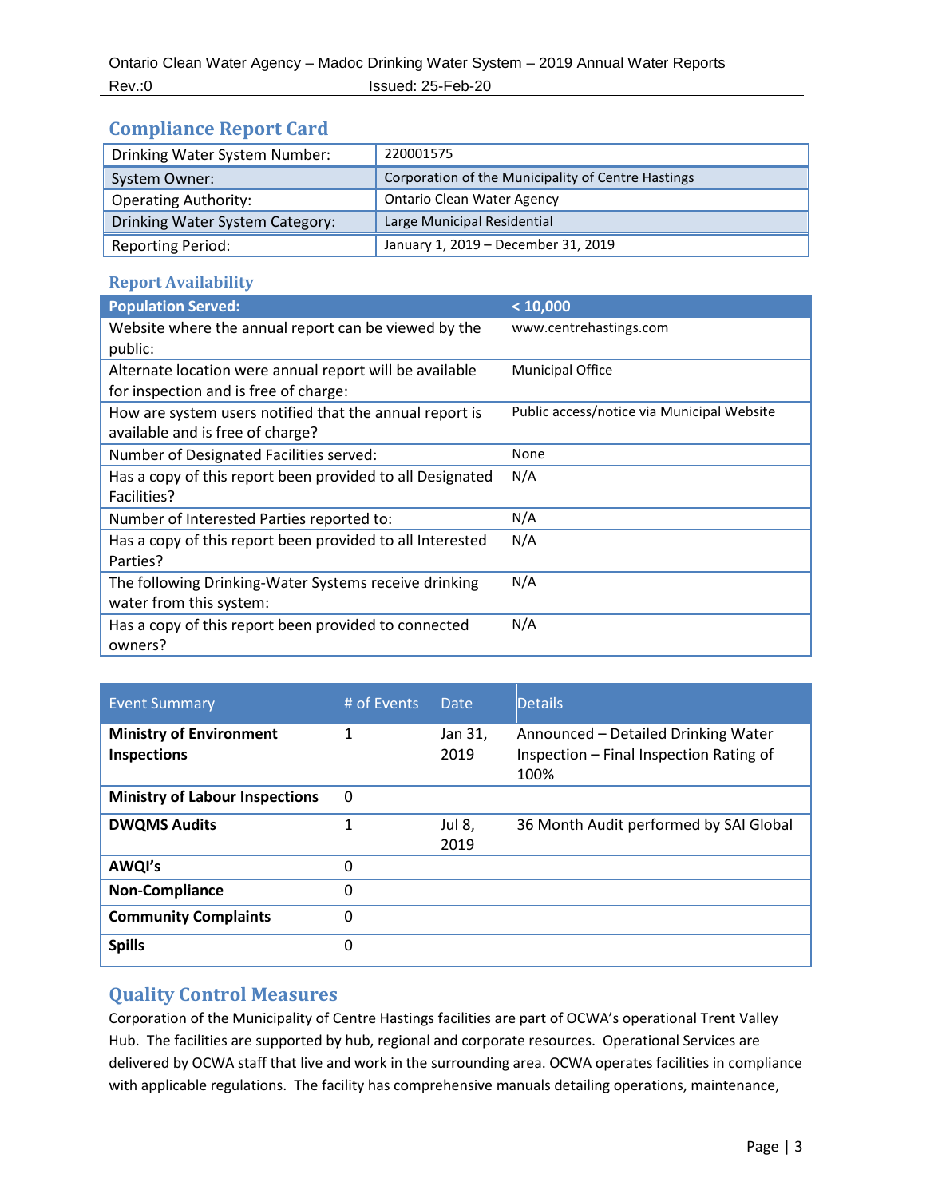## Compliance Report Card

| Drinking Water System Number: | 220001575 |
|---|---|
| System Owner: | Corporation of the Municipality of Centre Hastings |
| Operating Authority: | Ontario Clean Water Agency |
| Drinking Water System Category: | Large Municipal Residential |
| Reporting Period: | January 1, 2019 – December 31, 2019 |

### Report Availability

| Population Served: | < 10,000 |
|---|---|
| Website where the annual report can be viewed by the public: | www.centrehastings.com |
| Alternate location were annual report will be available for inspection and is free of charge: | Municipal Office |
| How are system users notified that the annual report is available and is free of charge? | Public access/notice via Municipal Website |
| Number of Designated Facilities served: | None |
| Has a copy of this report been provided to all Designated Facilities? | N/A |
| Number of Interested Parties reported to: | N/A |
| Has a copy of this report been provided to all Interested Parties? | N/A |
| The following Drinking-Water Systems receive drinking water from this system: | N/A |
| Has a copy of this report been provided to connected owners? | N/A |

| Event Summary | # of Events | Date | Details |
|---|---|---|---|
| **Ministry of Environment Inspections** | 1 | Jan 31, 2019 | Announced – Detailed Drinking Water Inspection – Final Inspection Rating of 100% |
| **Ministry of Labour Inspections** | 0 | | |
| **DWQMS Audits** | 1 | Jul 8, 2019 | 36 Month Audit performed by SAI Global |
| **AWQI's** | 0 | | |
| **Non-Compliance** | 0 | | |
| **Community Complaints** | 0 | | |
| **Spills** | 0 | | |

## Quality Control Measures

Corporation of the Municipality of Centre Hastings facilities are part of OCWA's operational Trent Valley Hub. The facilities are supported by hub, regional and corporate resources. Operational Services are delivered by OCWA staff that live and work in the surrounding area. OCWA operates facilities in compliance with applicable regulations. The facility has comprehensive manuals detailing operations, maintenance,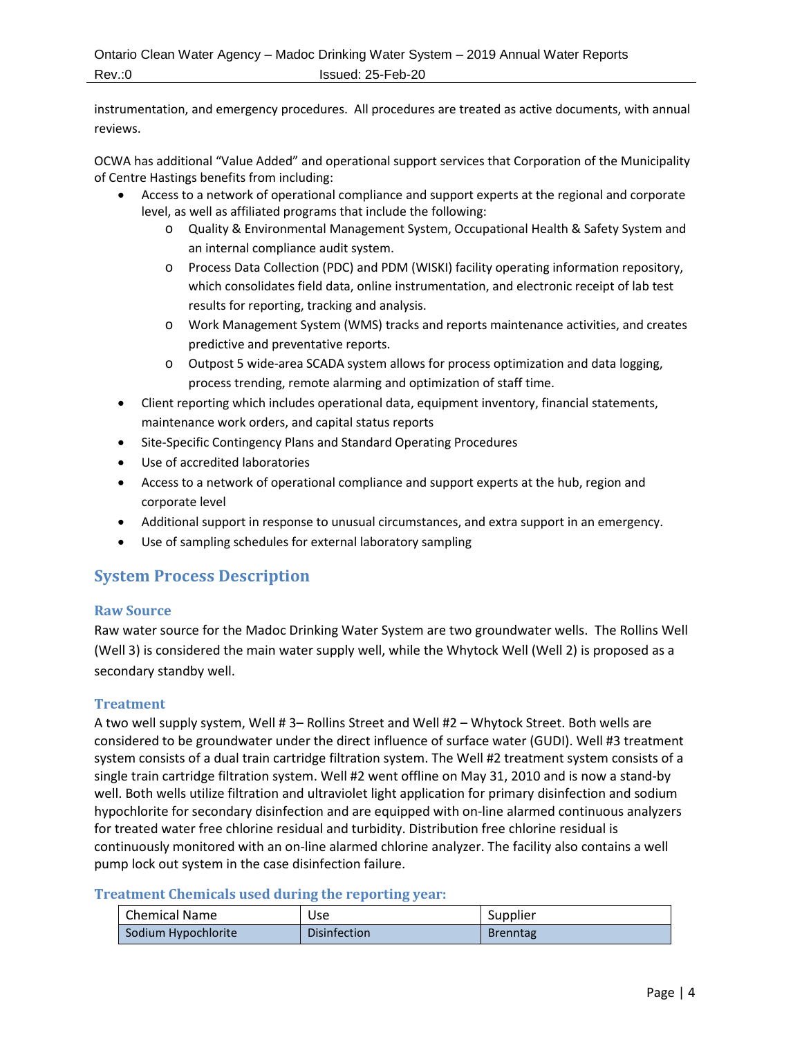instrumentation, and emergency procedures. All procedures are treated as active documents, with annual reviews.

OCWA has additional "Value Added" and operational support services that Corporation of the Municipality of Centre Hastings benefits from including:

- Access to a network of operational compliance and support experts at the regional and corporate level, as well as affiliated programs that include the following:
  - Quality & Environmental Management System, Occupational Health & Safety System and an internal compliance audit system.
  - Process Data Collection (PDC) and PDM (WISKI) facility operating information repository, which consolidates field data, online instrumentation, and electronic receipt of lab test results for reporting, tracking and analysis.
  - Work Management System (WMS) tracks and reports maintenance activities, and creates predictive and preventative reports.
  - Outpost 5 wide-area SCADA system allows for process optimization and data logging, process trending, remote alarming and optimization of staff time.
- Client reporting which includes operational data, equipment inventory, financial statements, maintenance work orders, and capital status reports
- Site-Specific Contingency Plans and Standard Operating Procedures
- Use of accredited laboratories
- Access to a network of operational compliance and support experts at the hub, region and corporate level
- Additional support in response to unusual circumstances, and extra support in an emergency.
- Use of sampling schedules for external laboratory sampling

## System Process Description

### Raw Source

Raw water source for the Madoc Drinking Water System are two groundwater wells. The Rollins Well (Well 3) is considered the main water supply well, while the Whytock Well (Well 2) is proposed as a secondary standby well.

### Treatment

A two well supply system, Well # 3– Rollins Street and Well #2 – Whytock Street. Both wells are considered to be groundwater under the direct influence of surface water (GUDI). Well #3 treatment system consists of a dual train cartridge filtration system. The Well #2 treatment system consists of a single train cartridge filtration system. Well #2 went offline on May 31, 2010 and is now a stand-by well. Both wells utilize filtration and ultraviolet light application for primary disinfection and sodium hypochlorite for secondary disinfection and are equipped with on-line alarmed continuous analyzers for treated water free chlorine residual and turbidity. Distribution free chlorine residual is continuously monitored with an on-line alarmed chlorine analyzer. The facility also contains a well pump lock out system in the case disinfection failure.

### Treatment Chemicals used during the reporting year:

| Chemical Name | Use | Supplier |
|---|---|---|
| Sodium Hypochlorite | Disinfection | Brenntag |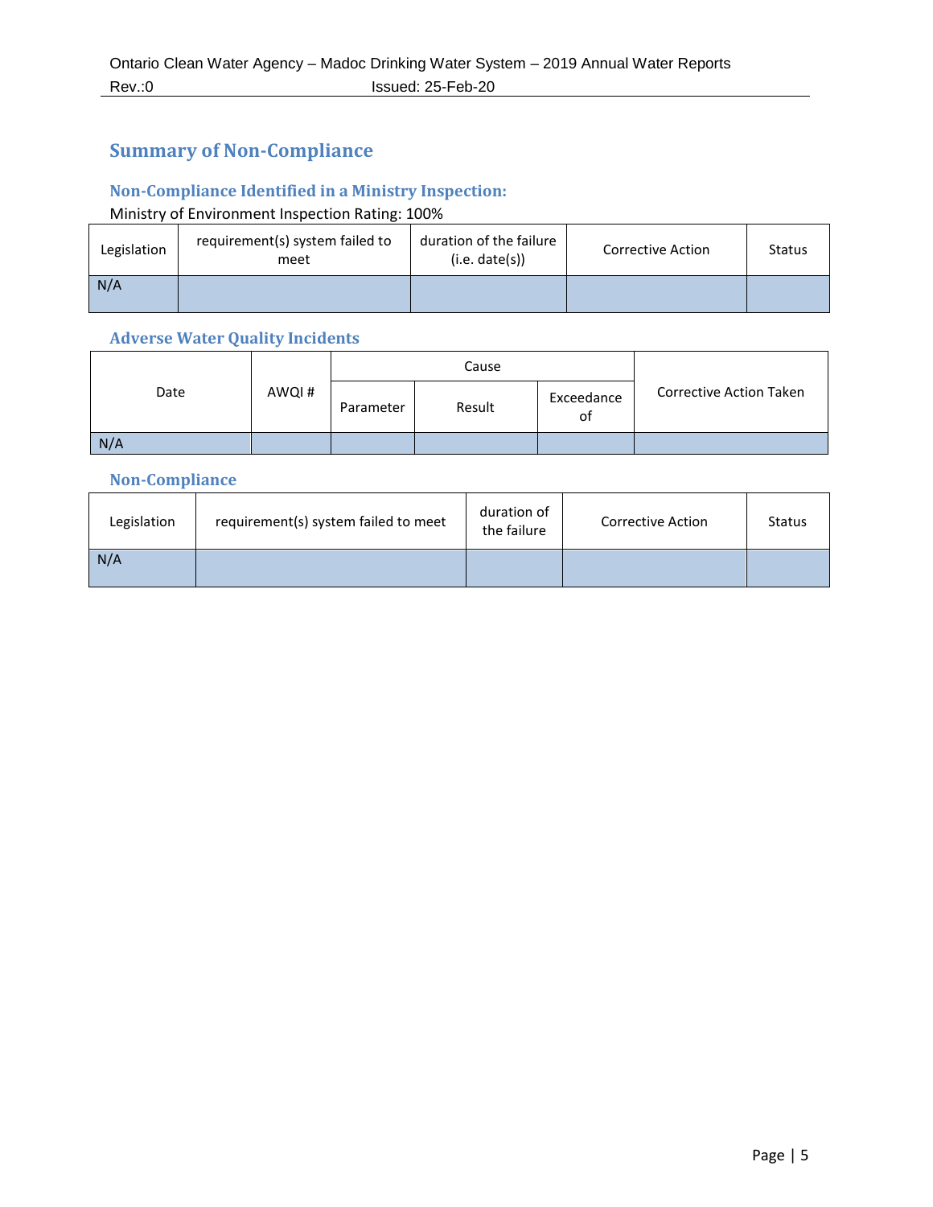## Summary of Non-Compliance

### Non-Compliance Identified in a Ministry Inspection:

Ministry of Environment Inspection Rating: 100%

| Legislation | requirement(s) system failed to meet | duration of the failure (i.e. date(s)) | Corrective Action | Status |
|---|---|---|---|---|
| N/A | | | | |

### Adverse Water Quality Incidents

| Date | AWQI # | Cause | | | Corrective Action Taken |
|---|---|---|---|---|---|
| | | Parameter | Result | Exceedance of | |
| N/A | | | | | |

### Non-Compliance

| Legislation | requirement(s) system failed to meet | duration of the failure | Corrective Action | Status |
|---|---|---|---|---|
| N/A | | | | |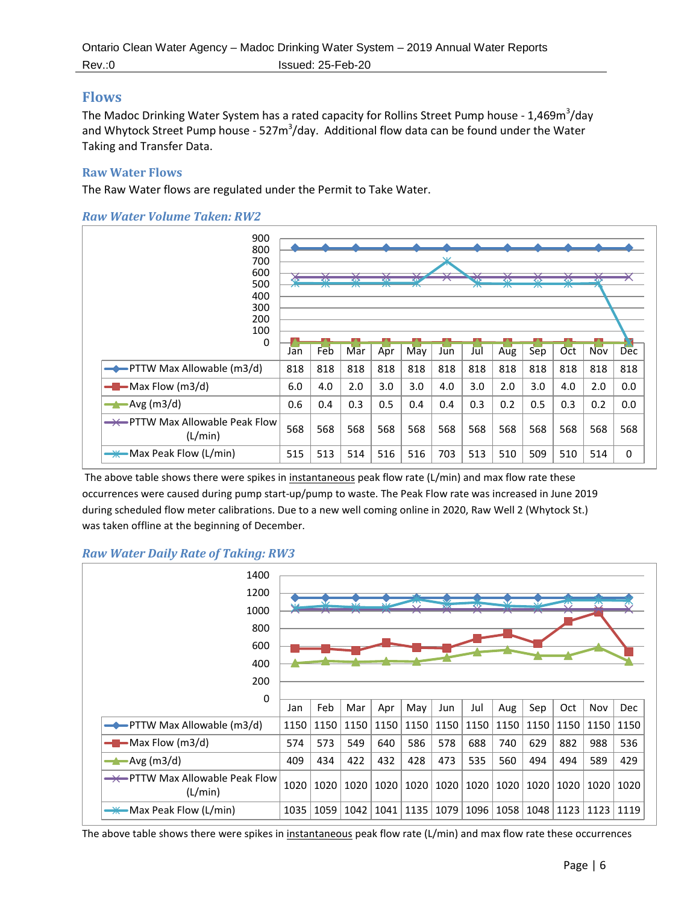## Flows

The Madoc Drinking Water System has a rated capacity for Rollins Street Pump house - 1,469m$^3$/day and Whytock Street Pump house - 527m$^3$/day. Additional flow data can be found under the Water Taking and Transfer Data.

### Raw Water Flows

The Raw Water flows are regulated under the Permit to Take Water.

#### *Raw Water Volume Taken: RW2*

| | Jan | Feb | Mar | Apr | May | Jun | Jul | Aug | Sep | Oct | Nov | Dec |
|---|---|---|---|---|---|---|---|---|---|---|---|---|
| PTTW Max Allowable (m3/d) | 818 | 818 | 818 | 818 | 818 | 818 | 818 | 818 | 818 | 818 | 818 | 818 |
| Max Flow (m3/d) | 6.0 | 4.0 | 2.0 | 3.0 | 3.0 | 4.0 | 3.0 | 2.0 | 3.0 | 4.0 | 2.0 | 0.0 |
| Avg (m3/d) | 0.6 | 0.4 | 0.3 | 0.5 | 0.4 | 0.4 | 0.3 | 0.2 | 0.5 | 0.3 | 0.2 | 0.0 |
| PTTW Max Allowable Peak Flow (L/min) | 568 | 568 | 568 | 568 | 568 | 568 | 568 | 568 | 568 | 568 | 568 | 568 |
| Max Peak Flow (L/min) | 515 | 513 | 514 | 516 | 516 | 703 | 513 | 510 | 509 | 510 | 514 | 0 |

The above table shows there were spikes in instantaneous peak flow rate (L/min) and max flow rate these occurrences were caused during pump start-up/pump to waste. The Peak Flow rate was increased in June 2019 during scheduled flow meter calibrations. Due to a new well coming online in 2020, Raw Well 2 (Whytock St.) was taken offline at the beginning of December.

#### *Raw Water Daily Rate of Taking: RW3*

| | Jan | Feb | Mar | Apr | May | Jun | Jul | Aug | Sep | Oct | Nov | Dec |
|---|---|---|---|---|---|---|---|---|---|---|---|---|
| PTTW Max Allowable (m3/d) | 1150 | 1150 | 1150 | 1150 | 1150 | 1150 | 1150 | 1150 | 1150 | 1150 | 1150 | 1150 |
| Max Flow (m3/d) | 574 | 573 | 549 | 640 | 586 | 578 | 688 | 740 | 629 | 882 | 988 | 536 |
| Avg (m3/d) | 409 | 434 | 422 | 432 | 428 | 473 | 535 | 560 | 494 | 494 | 589 | 429 |
| PTTW Max Allowable Peak Flow (L/min) | 1020 | 1020 | 1020 | 1020 | 1020 | 1020 | 1020 | 1020 | 1020 | 1020 | 1020 | 1020 |
| Max Peak Flow (L/min) | 1035 | 1059 | 1042 | 1041 | 1135 | 1079 | 1096 | 1058 | 1048 | 1123 | 1123 | 1119 |

The above table shows there were spikes in instantaneous peak flow rate (L/min) and max flow rate these occurrences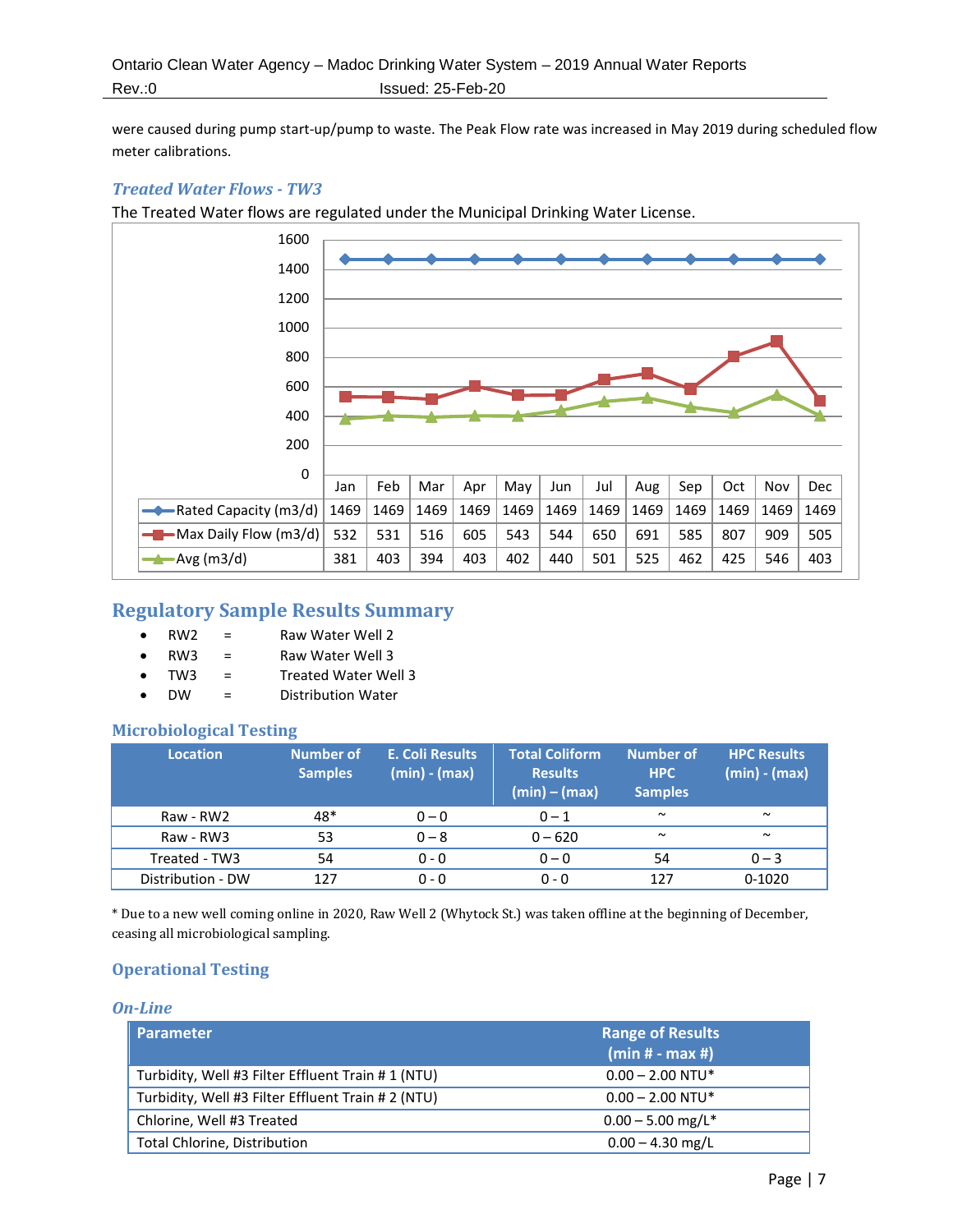were caused during pump start-up/pump to waste. The Peak Flow rate was increased in May 2019 during scheduled flow meter calibrations.

### *Treated Water Flows - TW3*

The Treated Water flows are regulated under the Municipal Drinking Water License.

| | Jan | Feb | Mar | Apr | May | Jun | Jul | Aug | Sep | Oct | Nov | Dec |
|---|---|---|---|---|---|---|---|---|---|---|---|---|
| Rated Capacity (m3/d) | 1469 | 1469 | 1469 | 1469 | 1469 | 1469 | 1469 | 1469 | 1469 | 1469 | 1469 | 1469 |
| Max Daily Flow (m3/d) | 532 | 531 | 516 | 605 | 543 | 544 | 650 | 691 | 585 | 807 | 909 | 505 |
| Avg (m3/d) | 381 | 403 | 394 | 403 | 402 | 440 | 501 | 525 | 462 | 425 | 546 | 403 |

## Regulatory Sample Results Summary

- RW2 = Raw Water Well 2
- RW3 = Raw Water Well 3
- TW3 = Treated Water Well 3
- DW = Distribution Water

### Microbiological Testing

| Location | Number of Samples | E. Coli Results (min) - (max) | Total Coliform Results (min) – (max) | Number of HPC Samples | HPC Results (min) - (max) |
|---|---|---|---|---|---|
| Raw - RW2 | 48* | 0 – 0 | 0 – 1 | ~ | ~ |
| Raw - RW3 | 53 | 0 – 8 | 0 – 620 | ~ | ~ |
| Treated - TW3 | 54 | 0 - 0 | 0 – 0 | 54 | 0 – 3 |
| Distribution - DW | 127 | 0 - 0 | 0 - 0 | 127 | 0-1020 |

* Due to a new well coming online in 2020, Raw Well 2 (Whytock St.) was taken offline at the beginning of December, ceasing all microbiological sampling.

### Operational Testing

#### *On-Line*

| Parameter | Range of Results (min # - max #) |
|---|---|
| Turbidity, Well #3 Filter Effluent Train # 1 (NTU) | 0.00 – 2.00 NTU* |
| Turbidity, Well #3 Filter Effluent Train # 2 (NTU) | 0.00 – 2.00 NTU* |
| Chlorine, Well #3 Treated | 0.00 – 5.00 mg/L* |
| Total Chlorine, Distribution | 0.00 – 4.30 mg/L |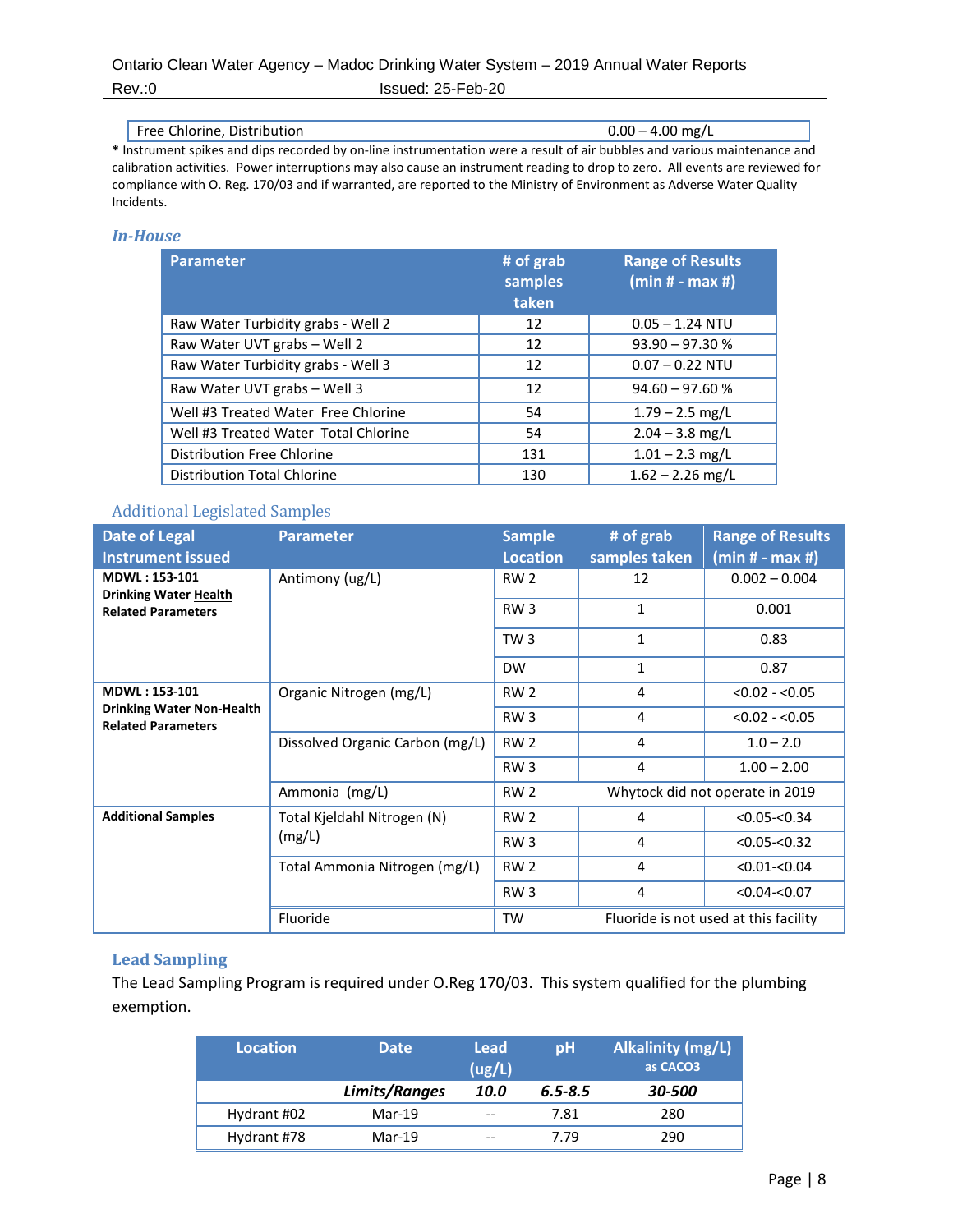| Free Chlorine, Distribution | 0.00 – 4.00 mg/L |
|---|---|

**\*** Instrument spikes and dips recorded by on-line instrumentation were a result of air bubbles and various maintenance and calibration activities. Power interruptions may also cause an instrument reading to drop to zero. All events are reviewed for compliance with O. Reg. 170/03 and if warranted, are reported to the Ministry of Environment as Adverse Water Quality Incidents.

### *In-House*

| Parameter | # of grab samples taken | Range of Results (min # - max #) |
|---|---|---|
| Raw Water Turbidity grabs - Well 2 | 12 | 0.05 – 1.24 NTU |
| Raw Water UVT grabs – Well 2 | 12 | 93.90 – 97.30 % |
| Raw Water Turbidity grabs - Well 3 | 12 | 0.07 – 0.22 NTU |
| Raw Water UVT grabs – Well 3 | 12 | 94.60 – 97.60 % |
| Well #3 Treated Water Free Chlorine | 54 | 1.79 – 2.5 mg/L |
| Well #3 Treated Water Total Chlorine | 54 | 2.04 – 3.8 mg/L |
| Distribution Free Chlorine | 131 | 1.01 – 2.3 mg/L |
| Distribution Total Chlorine | 130 | 1.62 – 2.26 mg/L |

### Additional Legislated Samples

| Date of Legal Instrument issued | Parameter | Sample Location | # of grab samples taken | Range of Results (min # - max #) |
|---|---|---|---|---|
| **MDWL : 153-101 Drinking Water Health Related Parameters** | Antimony (ug/L) | RW 2 | 12 | 0.002 – 0.004 |
| | | RW 3 | 1 | 0.001 |
| | | TW 3 | 1 | 0.83 |
| | | DW | 1 | 0.87 |
| **MDWL : 153-101 Drinking Water Non-Health Related Parameters** | Organic Nitrogen (mg/L) | RW 2 | 4 | <0.02 - <0.05 |
| | | RW 3 | 4 | <0.02 - <0.05 |
| | Dissolved Organic Carbon (mg/L) | RW 2 | 4 | 1.0 – 2.0 |
| | | RW 3 | 4 | 1.00 – 2.00 |
| | Ammonia (mg/L) | RW 2 | Whytock did not operate in 2019 | |
| **Additional Samples** | Total Kjeldahl Nitrogen (N) (mg/L) | RW 2 | 4 | <0.05-<0.34 |
| | | RW 3 | 4 | <0.05-<0.32 |
| | Total Ammonia Nitrogen (mg/L) | RW 2 | 4 | <0.01-<0.04 |
| | | RW 3 | 4 | <0.04-<0.07 |
| | Fluoride | TW | Fluoride is not used at this facility | |

### Lead Sampling

The Lead Sampling Program is required under O.Reg 170/03. This system qualified for the plumbing exemption.

| Location | Date | Lead (ug/L) | pH | Alkalinity (mg/L) as CACO3 |
|---|---|---|---|---|
| | ***Limits/Ranges*** | ***10.0*** | ***6.5-8.5*** | ***30-500*** |
| Hydrant #02 | Mar-19 | -- | 7.81 | 280 |
| Hydrant #78 | Mar-19 | -- | 7.79 | 290 |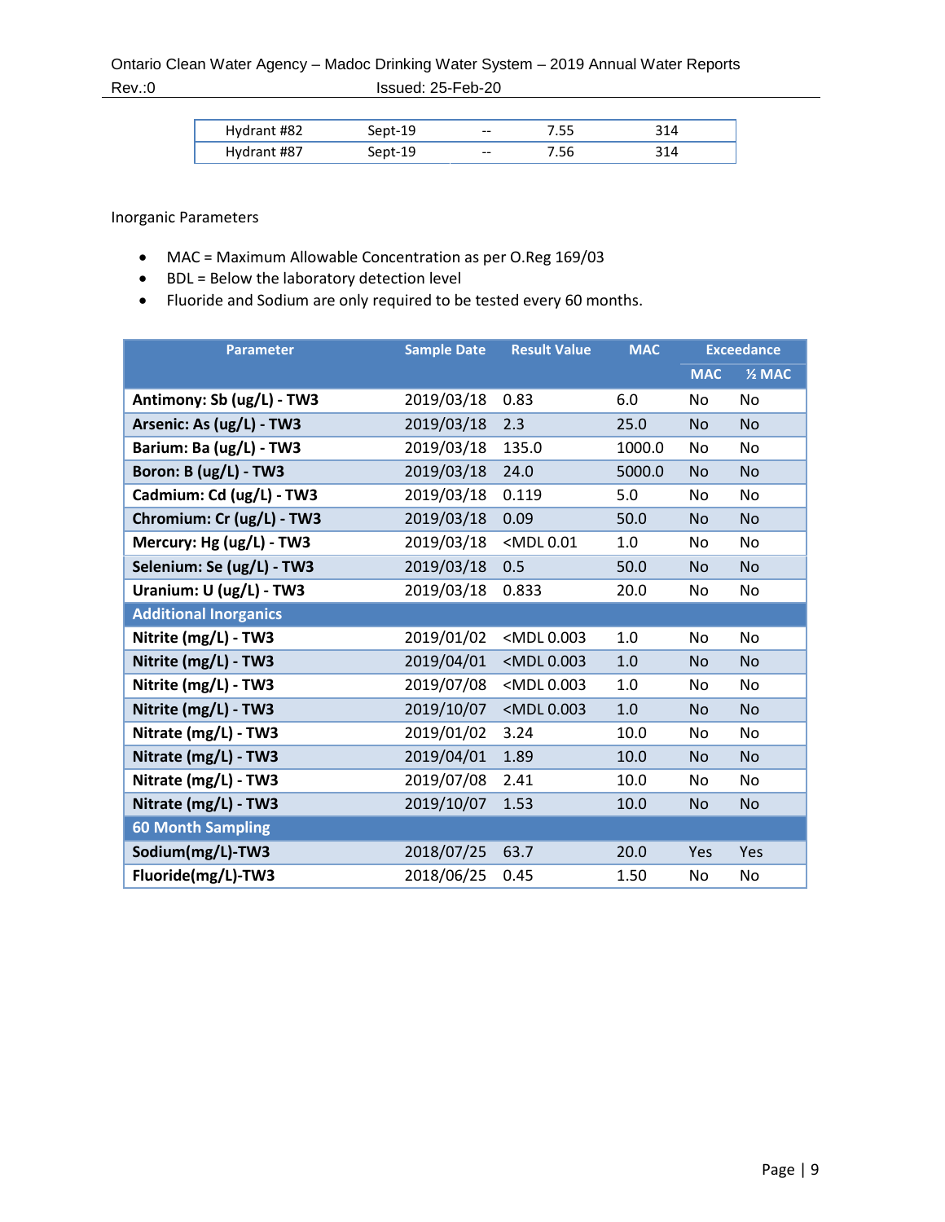| Hydrant #82 | Sept-19 | -- | 7.55 | 314 |
|---|---|---|---|---|
| Hydrant #87 | Sept-19 | -- | 7.56 | 314 |

Inorganic Parameters

- MAC = Maximum Allowable Concentration as per O.Reg 169/03
- BDL = Below the laboratory detection level
- Fluoride and Sodium are only required to be tested every 60 months.

| Parameter | Sample Date | Result Value | MAC | Exceedance | |
|---|---|---|---|---|---|
| | | | | MAC | ½ MAC |
| **Antimony: Sb (ug/L) - TW3** | 2019/03/18 | 0.83 | 6.0 | No | No |
| **Arsenic: As (ug/L) - TW3** | 2019/03/18 | 2.3 | 25.0 | No | No |
| **Barium: Ba (ug/L) - TW3** | 2019/03/18 | 135.0 | 1000.0 | No | No |
| **Boron: B (ug/L) - TW3** | 2019/03/18 | 24.0 | 5000.0 | No | No |
| **Cadmium: Cd (ug/L) - TW3** | 2019/03/18 | 0.119 | 5.0 | No | No |
| **Chromium: Cr (ug/L) - TW3** | 2019/03/18 | 0.09 | 50.0 | No | No |
| **Mercury: Hg (ug/L) - TW3** | 2019/03/18 | <MDL 0.01 | 1.0 | No | No |
| **Selenium: Se (ug/L) - TW3** | 2019/03/18 | 0.5 | 50.0 | No | No |
| **Uranium: U (ug/L) - TW3** | 2019/03/18 | 0.833 | 20.0 | No | No |
| **Additional Inorganics** | | | | | |
| **Nitrite (mg/L) - TW3** | 2019/01/02 | <MDL 0.003 | 1.0 | No | No |
| **Nitrite (mg/L) - TW3** | 2019/04/01 | <MDL 0.003 | 1.0 | No | No |
| **Nitrite (mg/L) - TW3** | 2019/07/08 | <MDL 0.003 | 1.0 | No | No |
| **Nitrite (mg/L) - TW3** | 2019/10/07 | <MDL 0.003 | 1.0 | No | No |
| **Nitrate (mg/L) - TW3** | 2019/01/02 | 3.24 | 10.0 | No | No |
| **Nitrate (mg/L) - TW3** | 2019/04/01 | 1.89 | 10.0 | No | No |
| **Nitrate (mg/L) - TW3** | 2019/07/08 | 2.41 | 10.0 | No | No |
| **Nitrate (mg/L) - TW3** | 2019/10/07 | 1.53 | 10.0 | No | No |
| **60 Month Sampling** | | | | | |
| **Sodium(mg/L)-TW3** | 2018/07/25 | 63.7 | 20.0 | Yes | Yes |
| **Fluoride(mg/L)-TW3** | 2018/06/25 | 0.45 | 1.50 | No | No |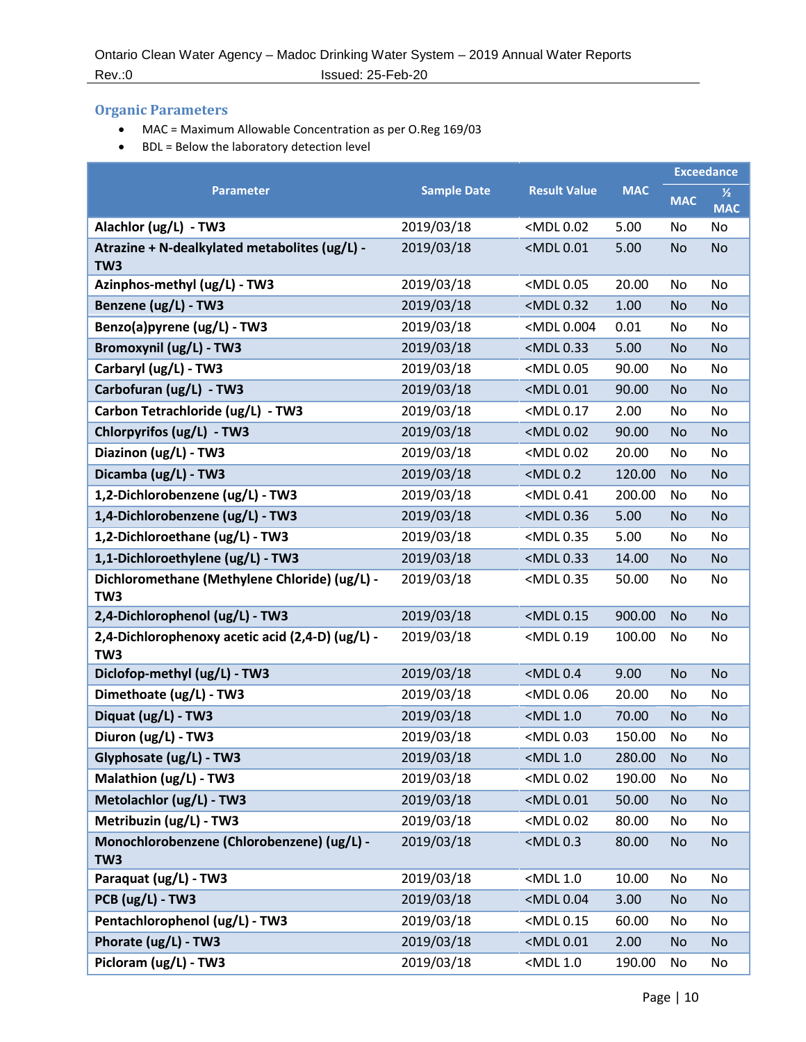## Organic Parameters

- MAC = Maximum Allowable Concentration as per O.Reg 169/03
- BDL = Below the laboratory detection level

| Parameter | Sample Date | Result Value | MAC | Exceedance | |
|---|---|---|---|---|---|
| | | | | MAC | ½ MAC |
| Alachlor (ug/L) - TW3 | 2019/03/18 | <MDL 0.02 | 5.00 | No | No |
| Atrazine + N-dealkylated metabolites (ug/L) - TW3 | 2019/03/18 | <MDL 0.01 | 5.00 | No | No |
| Azinphos-methyl (ug/L) - TW3 | 2019/03/18 | <MDL 0.05 | 20.00 | No | No |
| Benzene (ug/L) - TW3 | 2019/03/18 | <MDL 0.32 | 1.00 | No | No |
| Benzo(a)pyrene (ug/L) - TW3 | 2019/03/18 | <MDL 0.004 | 0.01 | No | No |
| Bromoxynil (ug/L) - TW3 | 2019/03/18 | <MDL 0.33 | 5.00 | No | No |
| Carbaryl (ug/L) - TW3 | 2019/03/18 | <MDL 0.05 | 90.00 | No | No |
| Carbofuran (ug/L) - TW3 | 2019/03/18 | <MDL 0.01 | 90.00 | No | No |
| Carbon Tetrachloride (ug/L) - TW3 | 2019/03/18 | <MDL 0.17 | 2.00 | No | No |
| Chlorpyrifos (ug/L) - TW3 | 2019/03/18 | <MDL 0.02 | 90.00 | No | No |
| Diazinon (ug/L) - TW3 | 2019/03/18 | <MDL 0.02 | 20.00 | No | No |
| Dicamba (ug/L) - TW3 | 2019/03/18 | <MDL 0.2 | 120.00 | No | No |
| 1,2-Dichlorobenzene (ug/L) - TW3 | 2019/03/18 | <MDL 0.41 | 200.00 | No | No |
| 1,4-Dichlorobenzene (ug/L) - TW3 | 2019/03/18 | <MDL 0.36 | 5.00 | No | No |
| 1,2-Dichloroethane (ug/L) - TW3 | 2019/03/18 | <MDL 0.35 | 5.00 | No | No |
| 1,1-Dichloroethylene (ug/L) - TW3 | 2019/03/18 | <MDL 0.33 | 14.00 | No | No |
| Dichloromethane (Methylene Chloride) (ug/L) - TW3 | 2019/03/18 | <MDL 0.35 | 50.00 | No | No |
| 2,4-Dichlorophenol (ug/L) - TW3 | 2019/03/18 | <MDL 0.15 | 900.00 | No | No |
| 2,4-Dichlorophenoxy acetic acid (2,4-D) (ug/L) - TW3 | 2019/03/18 | <MDL 0.19 | 100.00 | No | No |
| Diclofop-methyl (ug/L) - TW3 | 2019/03/18 | <MDL 0.4 | 9.00 | No | No |
| Dimethoate (ug/L) - TW3 | 2019/03/18 | <MDL 0.06 | 20.00 | No | No |
| Diquat (ug/L) - TW3 | 2019/03/18 | <MDL 1.0 | 70.00 | No | No |
| Diuron (ug/L) - TW3 | 2019/03/18 | <MDL 0.03 | 150.00 | No | No |
| Glyphosate (ug/L) - TW3 | 2019/03/18 | <MDL 1.0 | 280.00 | No | No |
| Malathion (ug/L) - TW3 | 2019/03/18 | <MDL 0.02 | 190.00 | No | No |
| Metolachlor (ug/L) - TW3 | 2019/03/18 | <MDL 0.01 | 50.00 | No | No |
| Metribuzin (ug/L) - TW3 | 2019/03/18 | <MDL 0.02 | 80.00 | No | No |
| Monochlorobenzene (Chlorobenzene) (ug/L) - TW3 | 2019/03/18 | <MDL 0.3 | 80.00 | No | No |
| Paraquat (ug/L) - TW3 | 2019/03/18 | <MDL 1.0 | 10.00 | No | No |
| PCB (ug/L) - TW3 | 2019/03/18 | <MDL 0.04 | 3.00 | No | No |
| Pentachlorophenol (ug/L) - TW3 | 2019/03/18 | <MDL 0.15 | 60.00 | No | No |
| Phorate (ug/L) - TW3 | 2019/03/18 | <MDL 0.01 | 2.00 | No | No |
| Picloram (ug/L) - TW3 | 2019/03/18 | <MDL 1.0 | 190.00 | No | No |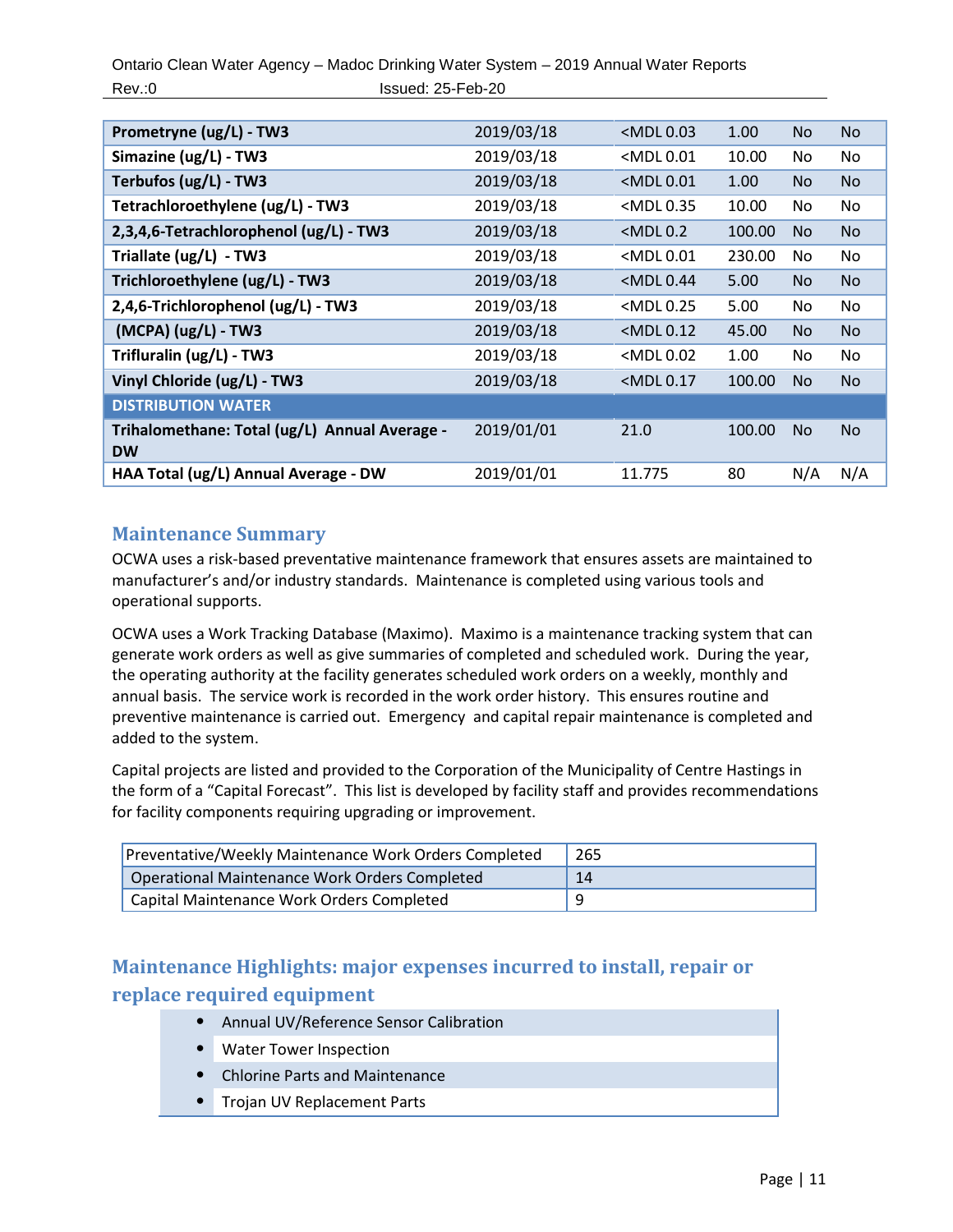| | | | | | |
|---|---|---|---|---|---|
| **Prometryne (ug/L) - TW3** | 2019/03/18 | <MDL 0.03 | 1.00 | No | No |
| **Simazine (ug/L) - TW3** | 2019/03/18 | <MDL 0.01 | 10.00 | No | No |
| **Terbufos (ug/L) - TW3** | 2019/03/18 | <MDL 0.01 | 1.00 | No | No |
| **Tetrachloroethylene (ug/L) - TW3** | 2019/03/18 | <MDL 0.35 | 10.00 | No | No |
| **2,3,4,6-Tetrachlorophenol (ug/L) - TW3** | 2019/03/18 | <MDL 0.2 | 100.00 | No | No |
| **Triallate (ug/L) - TW3** | 2019/03/18 | <MDL 0.01 | 230.00 | No | No |
| **Trichloroethylene (ug/L) - TW3** | 2019/03/18 | <MDL 0.44 | 5.00 | No | No |
| **2,4,6-Trichlorophenol (ug/L) - TW3** | 2019/03/18 | <MDL 0.25 | 5.00 | No | No |
| **(MCPA) (ug/L) - TW3** | 2019/03/18 | <MDL 0.12 | 45.00 | No | No |
| **Trifluralin (ug/L) - TW3** | 2019/03/18 | <MDL 0.02 | 1.00 | No | No |
| **Vinyl Chloride (ug/L) - TW3** | 2019/03/18 | <MDL 0.17 | 100.00 | No | No |
| **DISTRIBUTION WATER** | | | | | |
| **Trihalomethane: Total (ug/L) Annual Average - DW** | 2019/01/01 | 21.0 | 100.00 | No | No |
| **HAA Total (ug/L) Annual Average - DW** | 2019/01/01 | 11.775 | 80 | N/A | N/A |

## Maintenance Summary

OCWA uses a risk-based preventative maintenance framework that ensures assets are maintained to manufacturer's and/or industry standards. Maintenance is completed using various tools and operational supports.

OCWA uses a Work Tracking Database (Maximo). Maximo is a maintenance tracking system that can generate work orders as well as give summaries of completed and scheduled work. During the year, the operating authority at the facility generates scheduled work orders on a weekly, monthly and annual basis. The service work is recorded in the work order history. This ensures routine and preventive maintenance is carried out. Emergency and capital repair maintenance is completed and added to the system.

Capital projects are listed and provided to the Corporation of the Municipality of Centre Hastings in the form of a "Capital Forecast". This list is developed by facility staff and provides recommendations for facility components requiring upgrading or improvement.

| | |
|---|---|
| Preventative/Weekly Maintenance Work Orders Completed | 265 |
| Operational Maintenance Work Orders Completed | 14 |
| Capital Maintenance Work Orders Completed | 9 |

## Maintenance Highlights: major expenses incurred to install, repair or replace required equipment

- Annual UV/Reference Sensor Calibration
- Water Tower Inspection
- Chlorine Parts and Maintenance
- Trojan UV Replacement Parts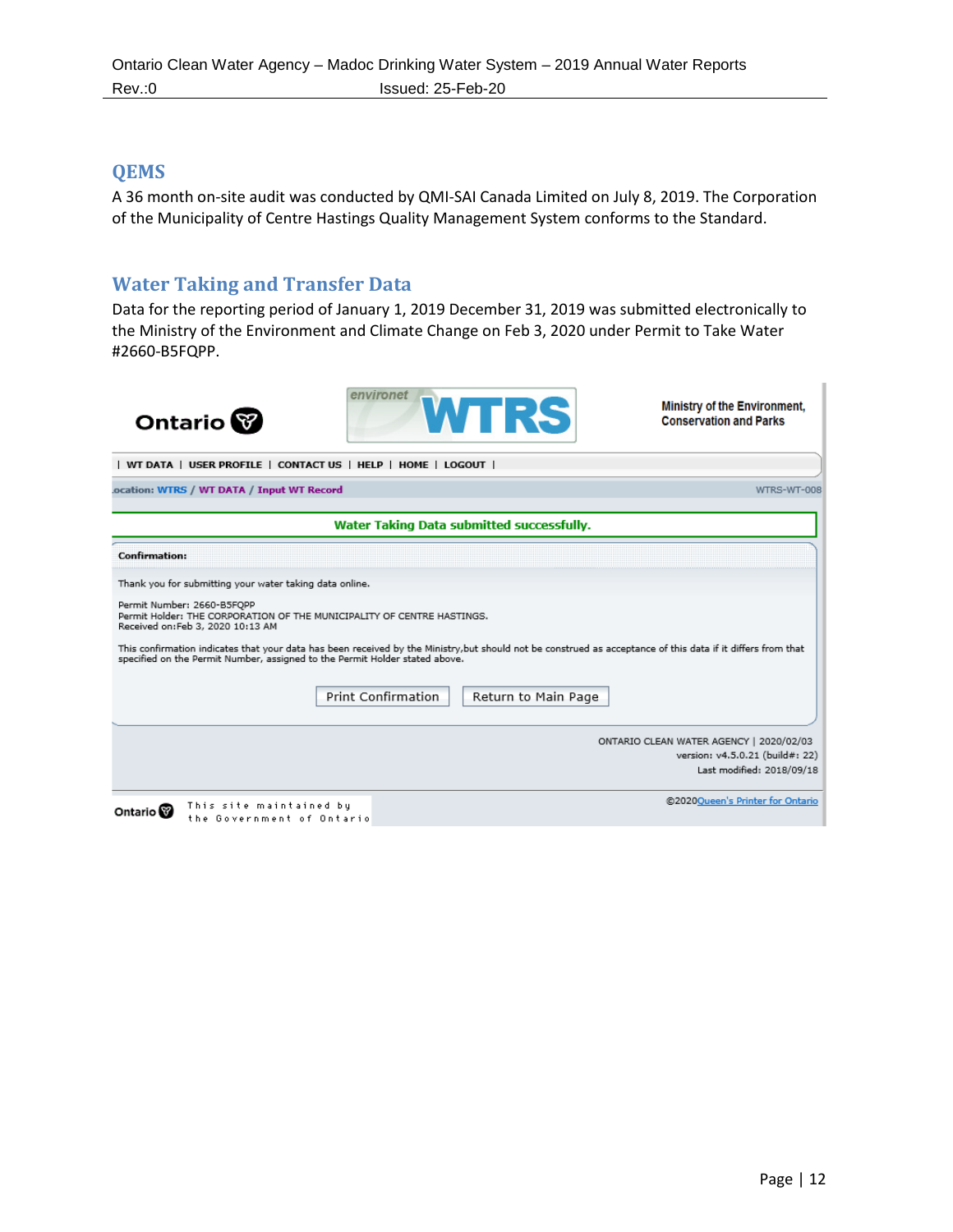## QEMS

A 36 month on-site audit was conducted by QMI-SAI Canada Limited on July 8, 2019. The Corporation of the Municipality of Centre Hastings Quality Management System conforms to the Standard.

## Water Taking and Transfer Data

Data for the reporting period of January 1, 2019 December 31, 2019 was submitted electronically to the Ministry of the Environment and Climate Change on Feb 3, 2020 under Permit to Take Water #2660-B5FQPP.

Ontario

environet WTRS

Ministry of the Environment, Conservation and Parks

| WT DATA | USER PROFILE | CONTACT US | HELP | HOME | LOGOUT |

Location: WTRS / WT DATA / Input WT Record

WTRS-WT-008

**Water Taking Data submitted successfully.**

**Confirmation:**

Thank you for submitting your water taking data online.

Permit Number: 2660-B5FQPP
Permit Holder: THE CORPORATION OF THE MUNICIPALITY OF CENTRE HASTINGS.
Received on:Feb 3, 2020 10:13 AM

This confirmation indicates that your data has been received by the Ministry,but should not be construed as acceptance of this data if it differs from that specified on the Permit Number, assigned to the Permit Holder stated above.

Print Confirmation | Return to Main Page

ONTARIO CLEAN WATER AGENCY | 2020/02/03
version: v4.5.0.21 (build#: 22)
Last modified: 2018/09/18

Ontario This site maintained by the Government of Ontario

©2020Queen's Printer for Ontario